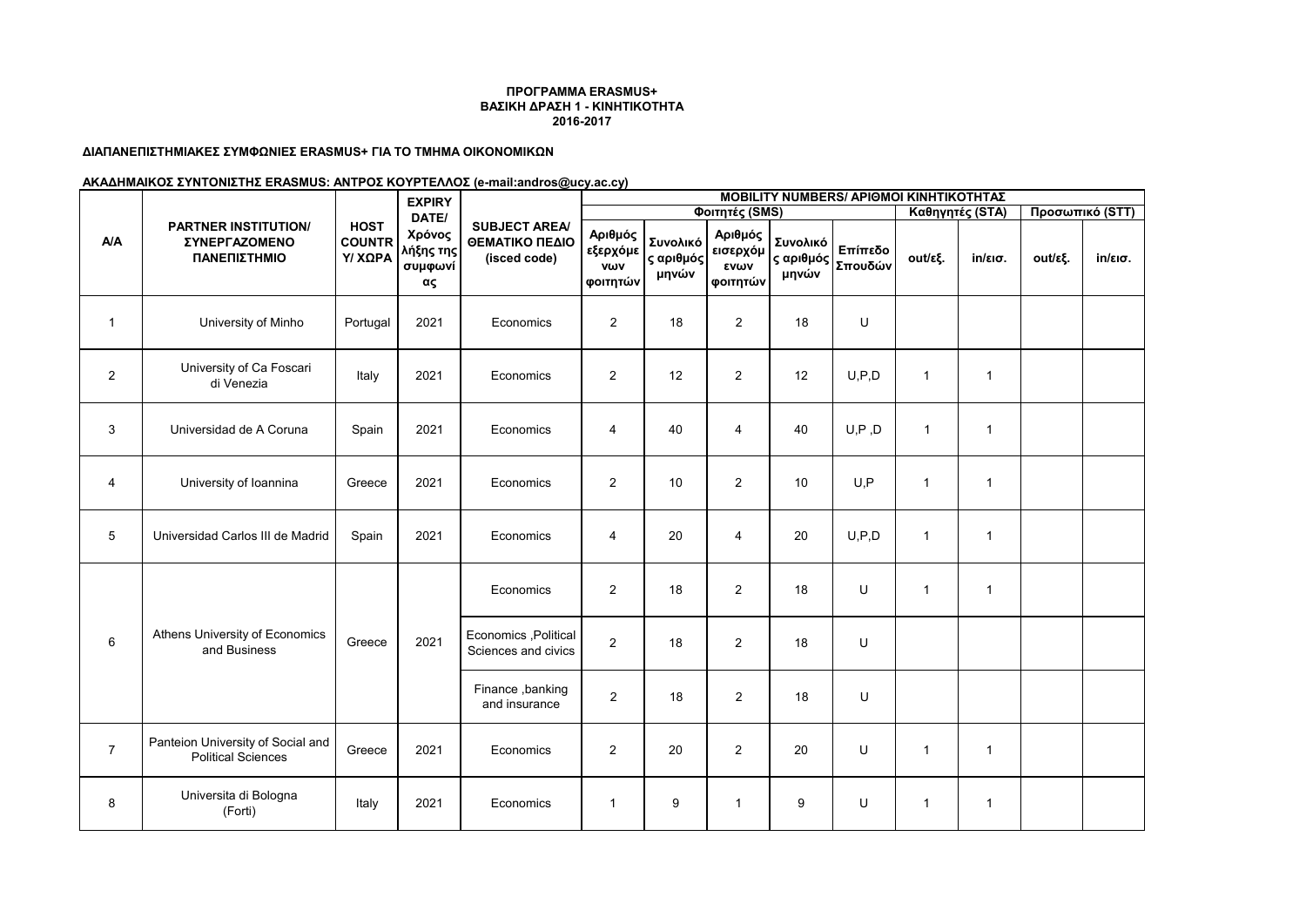**ΠΡΟΓΡΑΜΜΑ ERASMUS+**
**ΒΑΣΙΚΗ ΔΡΑΣΗ 1 - ΚΙΝΗΤΙΚΟΤΗΤΑ**
**2016-2017**

**ΔΙΑΠΑΝΕΠΙΣΤΗΜΙΑΚΕΣ ΣΥΜΦΩΝΙΕΣ ERASMUS+ ΓΙΑ ΤΟ ΤΜΗΜΑ ΟΙΚΟΝΟΜΙΚΩΝ**

**ΑΚΑΔΗΜΑΙΚΟΣ ΣΥΝΤΟΝΙΣΤΗΣ ERASMUS: ΑΝΤΡΟΣ ΚΟΥΡΤΕΛΛΟΣ (e-mail:andros@ucy.ac.cy)**

| A/A | PARTNER INSTITUTION/ ΣΥΝΕΡΓΑΖΟΜΕΝΟ ΠΑΝΕΠΙΣΤΗΜΙΟ | HOST COUNTRY/ ΧΩΡΑ | EXPIRY DATE/ Χρόνος λήξης της συμφωνίας | SUBJECT AREA/ ΘΕΜΑΤΙΚΟ ΠΕΔΙΟ (isced code) | MOBILITY NUMBERS/ ΑΡΙΘΜΟΙ ΚΙΝΗΤΙΚΟΤΗΤΑΣ | | | | | | | | |
|---|---|---|---|---|---|---|---|---|---|---|---|---|---|
| | | | | | Φοιτητές (SMS) | | | | | Καθηγητές (STA) | | Προσωπικό (STT) | |
| | | | | | Αριθμός εξερχόμενων φοιτητών | Συνολικός αριθμός μηνών | Αριθμός εισερχόμενων φοιτητών | Συνολικός αριθμός μηνών | Επίπεδο Σπουδών | out/εξ. | in/εισ. | out/εξ. | in/εισ. |
| 1 | University of Minho | Portugal | 2021 | Economics | 2 | 18 | 2 | 18 | U | | | | |
| 2 | University of Ca Foscari di Venezia | Italy | 2021 | Economics | 2 | 12 | 2 | 12 | U,P,D | 1 | 1 | | |
| 3 | Universidad de A Coruna | Spain | 2021 | Economics | 4 | 40 | 4 | 40 | U,P ,D | 1 | 1 | | |
| 4 | University of Ioannina | Greece | 2021 | Economics | 2 | 10 | 2 | 10 | U,P | 1 | 1 | | |
| 5 | Universidad Carlos III de Madrid | Spain | 2021 | Economics | 4 | 20 | 4 | 20 | U,P,D | 1 | 1 | | |
| 6 | Athens University of Economics and Business | Greece | 2021 | Economics | 2 | 18 | 2 | 18 | U | 1 | 1 | | |
| | | | | Economics ,Political Sciences and civics | 2 | 18 | 2 | 18 | U | | | | |
| | | | | Finance ,banking and insurance | 2 | 18 | 2 | 18 | U | | | | |
| 7 | Panteion University of Social and Political Sciences | Greece | 2021 | Economics | 2 | 20 | 2 | 20 | U | 1 | 1 | | |
| 8 | Universita di Bologna (Forli) | Italy | 2021 | Economics | 1 | 9 | 1 | 9 | U | 1 | 1 | | |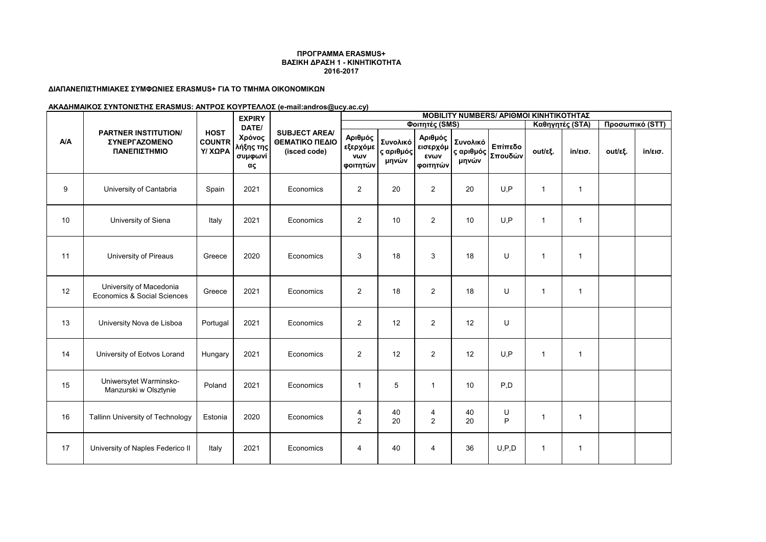**ΠΡΟΓΡΑΜΜΑ ERASMUS+**
**ΒΑΣΙΚΗ ΔΡΑΣΗ 1 - ΚΙΝΗΤΙΚΟΤΗΤΑ**
**2016-2017**

**ΔΙΑΠΑΝΕΠΙΣΤΗΜΙΑΚΕΣ ΣΥΜΦΩΝΙΕΣ ERASMUS+ ΓΙΑ ΤΟ ΤΜΗΜΑ ΟΙΚΟΝΟΜΙΚΩΝ**

**ΑΚΑΔΗΜΑΙΚΟΣ ΣΥΝΤΟΝΙΣΤΗΣ ERASMUS: ΑΝΤΡΟΣ ΚΟΥΡΤΕΛΛΟΣ (e-mail:andros@ucy.ac.cy)**

| A/A | PARTNER INSTITUTION/ ΣΥΝΕΡΓΑΖΟΜΕΝΟ ΠΑΝΕΠΙΣΤΗΜΙΟ | HOST COUNTRY/ ΧΩΡΑ | EXPIRY DATE/ Χρόνος λήξης της συμφωνίας | SUBJECT AREA/ ΘΕΜΑΤΙΚΟ ΠΕΔΙΟ (isced code) | MOBILITY NUMBERS/ ΑΡΙΘΜΟΙ ΚΙΝΗΤΙΚΟΤΗΤΑΣ | | | | | | | | |
|---|---|---|---|---|---|---|---|---|---|---|---|---|---|
| | | | | | Φοιτητές (SMS) | | | | | Καθηγητές (STA) | | Προσωπικό (STT) | |
| | | | | | Αριθμός εξερχόμενων φοιτητών | Συνολικός αριθμός μηνών | Αριθμός εισερχόμενων φοιτητών | Συνολικός αριθμός μηνών | Επίπεδο Σπουδών | out/εξ. | in/εισ. | out/εξ. | in/εισ. |
| 9 | University of Cantabria | Spain | 2021 | Economics | 2 | 20 | 2 | 20 | U,P | 1 | 1 | | |
| 10 | University of Siena | Italy | 2021 | Economics | 2 | 10 | 2 | 10 | U,P | 1 | 1 | | |
| 11 | University of Pireaus | Greece | 2020 | Economics | 3 | 18 | 3 | 18 | U | 1 | 1 | | |
| 12 | University of Macedonia Economics & Social Sciences | Greece | 2021 | Economics | 2 | 18 | 2 | 18 | U | 1 | 1 | | |
| 13 | University Nova de Lisboa | Portugal | 2021 | Economics | 2 | 12 | 2 | 12 | U | | | | |
| 14 | University of Eotvos Lorand | Hungary | 2021 | Economics | 2 | 12 | 2 | 12 | U,P | 1 | 1 | | |
| 15 | Uniwersytet Warminsko-Manzurski w Olsztynie | Poland | 2021 | Economics | 1 | 5 | 1 | 10 | P,D | | | | |
| 16 | Tallinn University of Technology | Estonia | 2020 | Economics | 4<br>2 | 40<br>20 | 4<br>2 | 40<br>20 | U<br>P | 1 | 1 | | |
| 17 | University of Naples Federico II | Italy | 2021 | Economics | 4 | 40 | 4 | 36 | U,P,D | 1 | 1 | | |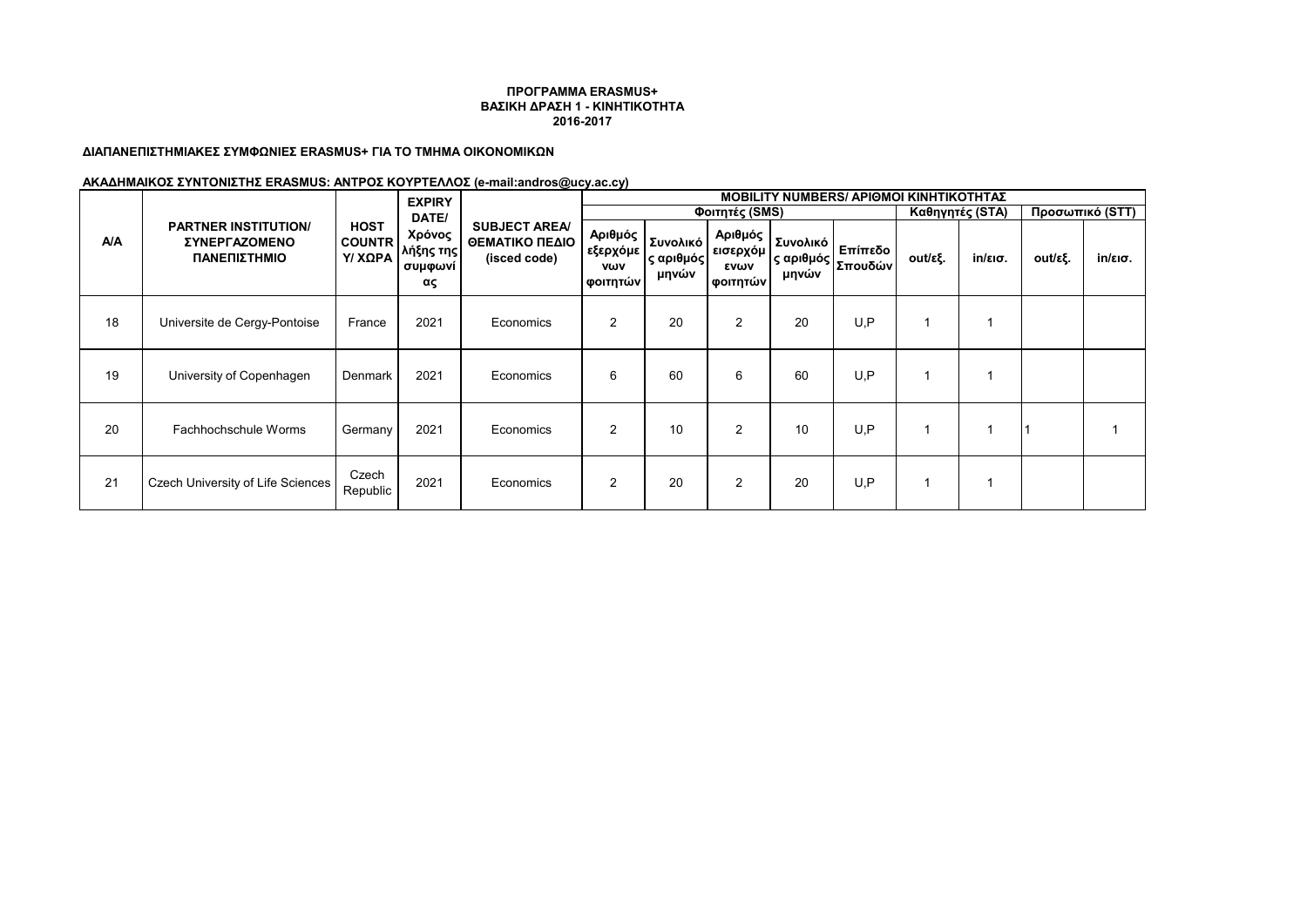**ΠΡΟΓΡΑΜΜΑ ERASMUS+**
**ΒΑΣΙΚΗ ΔΡΑΣΗ 1 - ΚΙΝΗΤΙΚΟΤΗΤΑ**
**2016-2017**

**ΔΙΑΠΑΝΕΠΙΣΤΗΜΙΑΚΕΣ ΣΥΜΦΩΝΙΕΣ ERASMUS+ ΓΙΑ ΤΟ ΤΜΗΜΑ ΟΙΚΟΝΟΜΙΚΩΝ**

**ΑΚΑΔΗΜΑΙΚΟΣ ΣΥΝΤΟΝΙΣΤΗΣ ERASMUS: ΑΝΤΡΟΣ ΚΟΥΡΤΕΛΛΟΣ (e-mail:andros@ucy.ac.cy)**

| A/A | PARTNER INSTITUTION/ ΣΥΝΕΡΓΑΖΟΜΕΝΟ ΠΑΝΕΠΙΣΤΗΜΙΟ | HOST COUNTRY/ ΧΩΡΑ | EXPIRY DATE/ Χρόνος λήξης της συμφωνίας | SUBJECT AREA/ ΘΕΜΑΤΙΚΟ ΠΕΔΙΟ (isced code) | MOBILITY NUMBERS/ ΑΡΙΘΜΟΙ ΚΙΝΗΤΙΚΟΤΗΤΑΣ | | | | | | | | |
|---|---|---|---|---|---|---|---|---|---|---|---|---|---|
| | | | | | Φοιτητές (SMS) | | | | | Καθηγητές (STA) | | Προσωπικό (STT) | |
| | | | | | Αριθμός εξερχόμενων φοιτητών | Συνολικός αριθμός μηνών | Αριθμός εισερχόμενων φοιτητών | Συνολικός αριθμός μηνών | Επίπεδο Σπουδών | out/εξ. | in/εισ. | out/εξ. | in/εισ. |
| 18 | Universite de Cergy-Pontoise | France | 2021 | Economics | 2 | 20 | 2 | 20 | U,P | 1 | 1 | | |
| 19 | University of Copenhagen | Denmark | 2021 | Economics | 6 | 60 | 6 | 60 | U,P | 1 | 1 | | |
| 20 | Fachhochschule Worms | Germany | 2021 | Economics | 2 | 10 | 2 | 10 | U,P | 1 | 1 | 1 | 1 |
| 21 | Czech University of Life Sciences | Czech Republic | 2021 | Economics | 2 | 20 | 2 | 20 | U,P | 1 | 1 | | |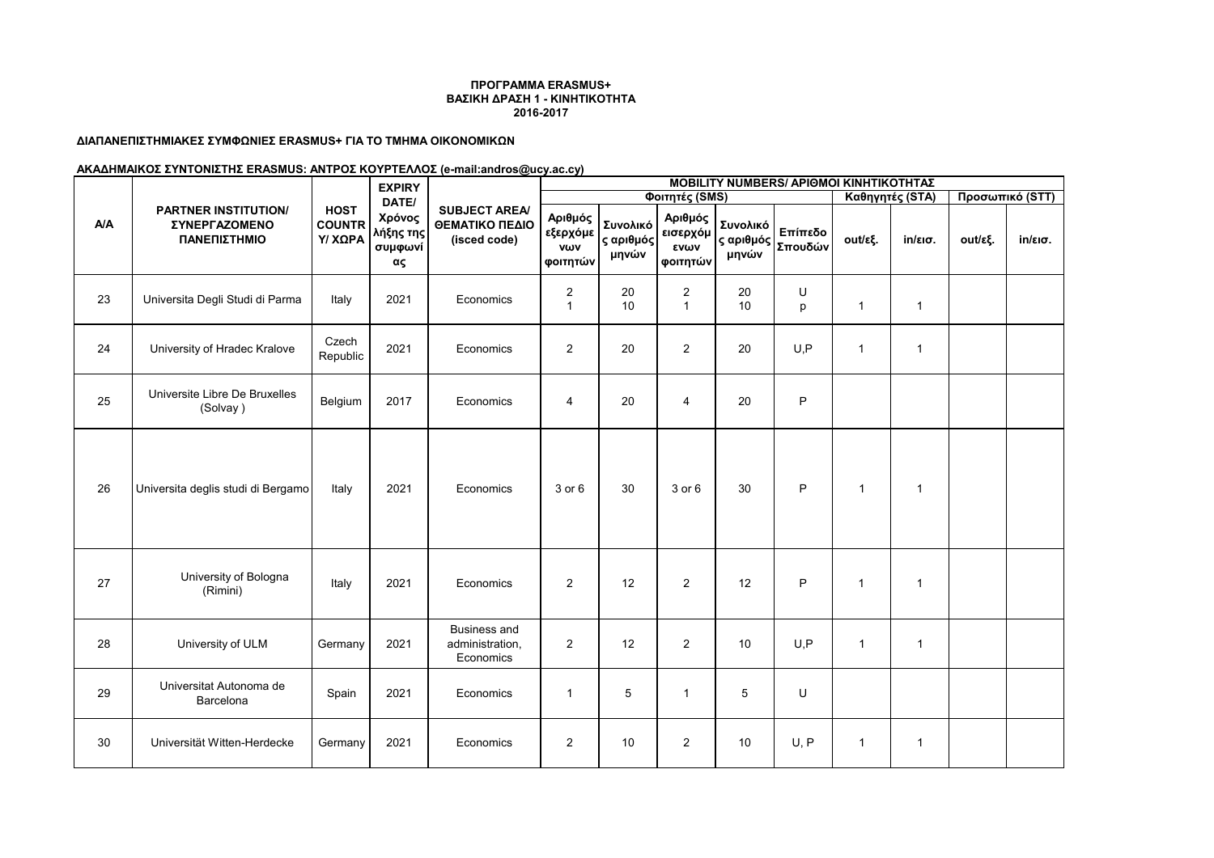**ΠΡΟΓΡΑΜΜΑ ERASMUS+**
**ΒΑΣΙΚΗ ΔΡΑΣΗ 1 - ΚΙΝΗΤΙΚΟΤΗΤΑ**
**2016-2017**

**ΔΙΑΠΑΝΕΠΙΣΤΗΜΙΑΚΕΣ ΣΥΜΦΩΝΙΕΣ ERASMUS+ ΓΙΑ ΤΟ ΤΜΗΜΑ ΟΙΚΟΝΟΜΙΚΩΝ**

**ΑΚΑΔΗΜΑΙΚΟΣ ΣΥΝΤΟΝΙΣΤΗΣ ERASMUS: ΑΝΤΡΟΣ ΚΟΥΡΤΕΛΛΟΣ (e-mail:andros@ucy.ac.cy)**

| A/A | PARTNER INSTITUTION/ ΣΥΝΕΡΓΑΖΟΜΕΝΟ ΠΑΝΕΠΙΣΤΗΜΙΟ | HOST COUNTRY/ ΧΩΡΑ | EXPIRY DATE/ Χρόνος λήξης της συμφωνίας | SUBJECT AREA/ ΘΕΜΑΤΙΚΟ ΠΕΔΙΟ (isced code) | MOBILITY NUMBERS/ ΑΡΙΘΜΟΙ ΚΙΝΗΤΙΚΟΤΗΤΑΣ | | | | | | | | |
|---|---|---|---|---|---|---|---|---|---|---|---|---|---|
| | | | | | Φοιτητές (SMS) | | | | | Καθηγητές (STA) | | Προσωπικό (STT) | |
| | | | | | Αριθμός εξερχόμενων φοιτητών | Συνολικός αριθμός μηνών | Αριθμός εισερχόμενων φοιτητών | Συνολικός αριθμός μηνών | Επίπεδο Σπουδών | out/εξ. | in/εισ. | out/εξ. | in/εισ. |
| 23 | Universita Degli Studi di Parma | Italy | 2021 | Economics | 2<br>1 | 20<br>10 | 2<br>1 | 20<br>10 | U<br>p | 1 | 1 | | |
| 24 | University of Hradec Kralove | Czech Republic | 2021 | Economics | 2 | 20 | 2 | 20 | U,P | 1 | 1 | | |
| 25 | Universite Libre De Bruxelles (Solvay ) | Belgium | 2017 | Economics | 4 | 20 | 4 | 20 | P | | | | |
| 26 | Universita deglis studi di Bergamo | Italy | 2021 | Economics | 3 or 6 | 30 | 3 or 6 | 30 | P | 1 | 1 | | |
| 27 | University of Bologna (Rimini) | Italy | 2021 | Economics | 2 | 12 | 2 | 12 | P | 1 | 1 | | |
| 28 | University of ULM | Germany | 2021 | Business and administration, Economics | 2 | 12 | 2 | 10 | U,P | 1 | 1 | | |
| 29 | Universitat Autonoma de Barcelona | Spain | 2021 | Economics | 1 | 5 | 1 | 5 | U | | | | |
| 30 | Universität Witten-Herdecke | Germany | 2021 | Economics | 2 | 10 | 2 | 10 | U, P | 1 | 1 | | |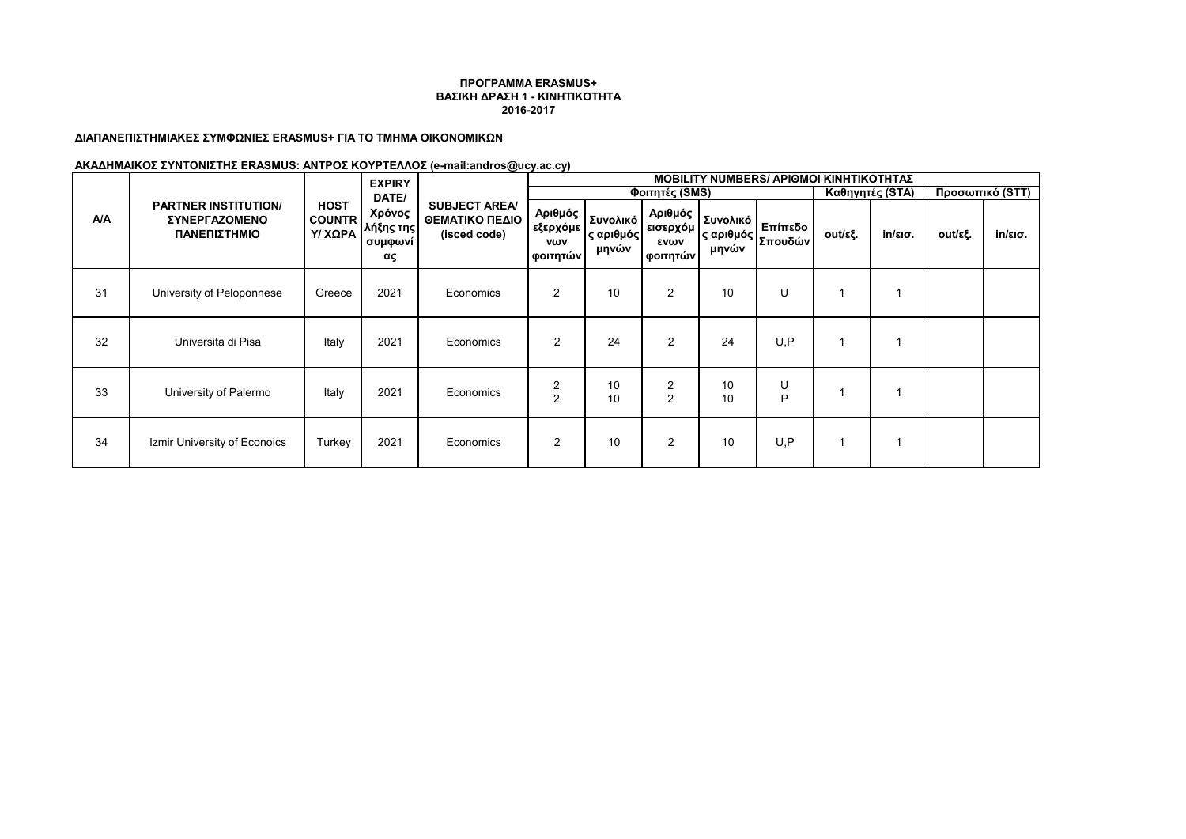**ΠΡΟΓΡΑΜΜΑ ERASMUS+**
**ΒΑΣΙΚΗ ΔΡΑΣΗ 1 - ΚΙΝΗΤΙΚΟΤΗΤΑ**
**2016-2017**

**ΔΙΑΠΑΝΕΠΙΣΤΗΜΙΑΚΕΣ ΣΥΜΦΩΝΙΕΣ ERASMUS+ ΓΙΑ ΤΟ ΤΜΗΜΑ ΟΙΚΟΝΟΜΙΚΩΝ**

**ΑΚΑΔΗΜΑΙΚΟΣ ΣΥΝΤΟΝΙΣΤΗΣ ERASMUS: ΑΝΤΡΟΣ ΚΟΥΡΤΕΛΛΟΣ (e-mail:andros@ucy.ac.cy)**

| Α/Α | PARTNER INSTITUTION/ ΣΥΝΕΡΓΑΖΟΜΕΝΟ ΠΑΝΕΠΙΣΤΗΜΙΟ | HOST COUNTRY/ ΧΩΡΑ | EXPIRY DATE/ Χρόνος λήξης της συμφωνίας | SUBJECT AREA/ ΘΕΜΑΤΙΚΟ ΠΕΔΙΟ (isced code) | MOBILITY NUMBERS/ ΑΡΙΘΜΟΙ ΚΙΝΗΤΙΚΟΤΗΤΑΣ | | | | | | | | |
|---|---|---|---|---|---|---|---|---|---|---|---|---|---|
| | | | | | Φοιτητές (SMS) | | | | | Καθηγητές (STA) | | Προσωπικό (STT) | |
| | | | | | Αριθμός εξερχόμενων φοιτητών | Συνολικός αριθμός μηνών | Αριθμός εισερχόμενων φοιτητών | Συνολικός αριθμός μηνών | Επίπεδο Σπουδών | out/εξ. | in/εισ. | out/εξ. | in/εισ. |
| 31 | University of Peloponnese | Greece | 2021 | Economics | 2 | 10 | 2 | 10 | U | 1 | 1 | | |
| 32 | Universita di Pisa | Italy | 2021 | Economics | 2 | 24 | 2 | 24 | U,P | 1 | 1 | | |
| 33 | University of Palermo | Italy | 2021 | Economics | 2<br>2 | 10<br>10 | 2<br>2 | 10<br>10 | U<br>P | 1 | 1 | | |
| 34 | Izmir University of Econoics | Turkey | 2021 | Economics | 2 | 10 | 2 | 10 | U,P | 1 | 1 | | |